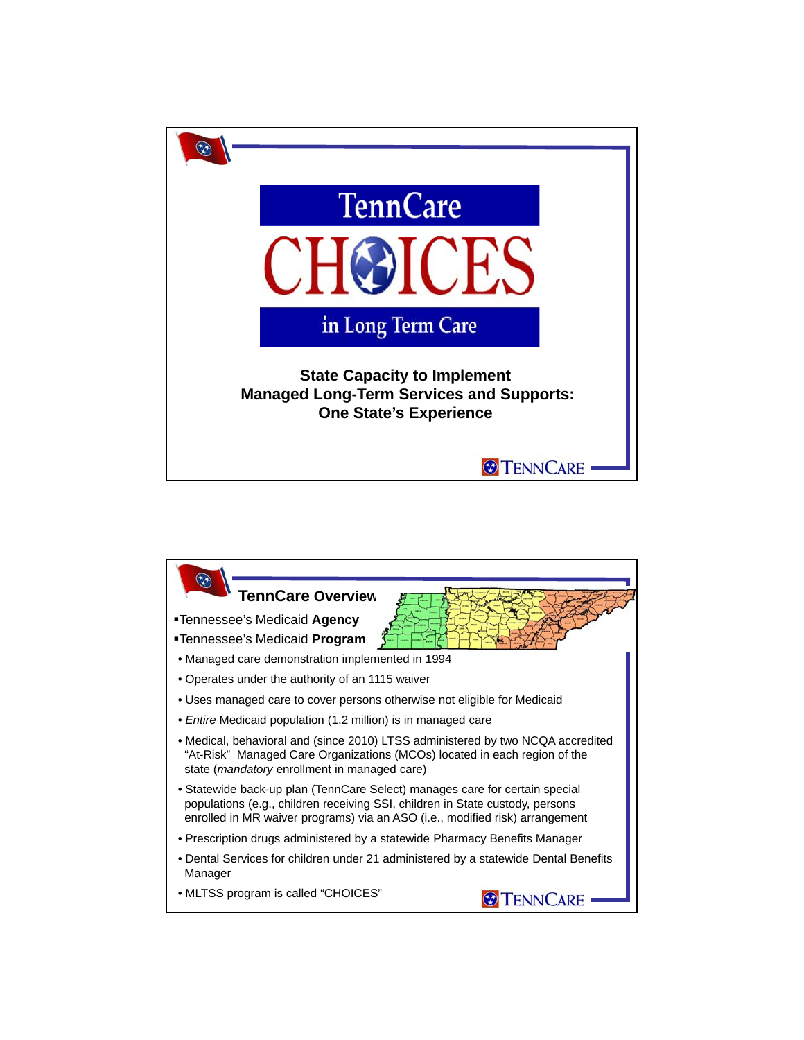# TennCare CHOICES in Long Term Care

**State Capacity to Implement Managed Long-Term Services and Supports: One State's Experience**

TennCare

---

## TennCare Overview

▪Tennessee's Medicaid **Agency**

▪Tennessee's Medicaid **Program**

- Managed care demonstration implemented in 1994
- Operates under the authority of an 1115 waiver
- Uses managed care to cover persons otherwise not eligible for Medicaid
- *Entire* Medicaid population (1.2 million) is in managed care
- Medical, behavioral and (since 2010) LTSS administered by two NCQA accredited "At-Risk" Managed Care Organizations (MCOs) located in each region of the state (*mandatory* enrollment in managed care)
- Statewide back-up plan (TennCare Select) manages care for certain special populations (e.g., children receiving SSI, children in State custody, persons enrolled in MR waiver programs) via an ASO (i.e., modified risk) arrangement
- Prescription drugs administered by a statewide Pharmacy Benefits Manager
- Dental Services for children under 21 administered by a statewide Dental Benefits Manager
- MLTSS program is called "CHOICES"

TennCare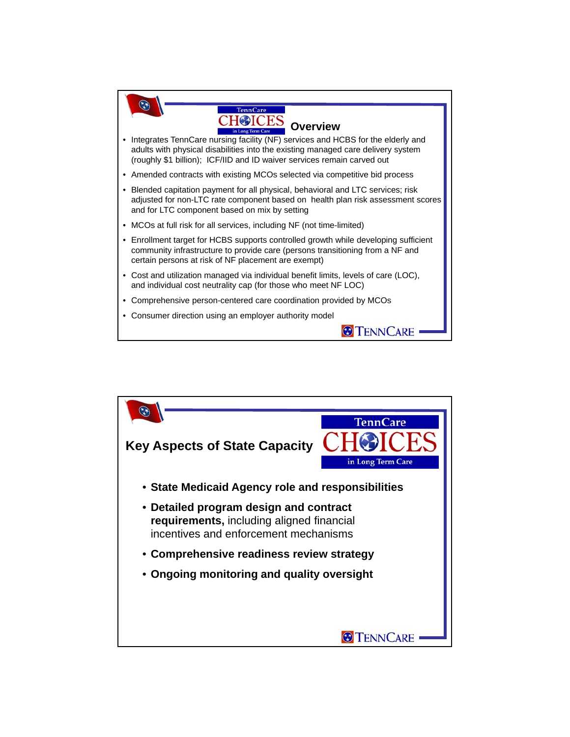## TennCare CHOICES in Long Term Care Overview

- Integrates TennCare nursing facility (NF) services and HCBS for the elderly and adults with physical disabilities into the existing managed care delivery system (roughly $1 billion); ICF/IID and ID waiver services remain carved out
- Amended contracts with existing MCOs selected via competitive bid process
- Blended capitation payment for all physical, behavioral and LTC services; risk adjusted for non-LTC rate component based on health plan risk assessment scores and for LTC component based on mix by setting
- MCOs at full risk for all services, including NF (not time-limited)
- Enrollment target for HCBS supports controlled growth while developing sufficient community infrastructure to provide care (persons transitioning from a NF and certain persons at risk of NF placement are exempt)
- Cost and utilization managed via individual benefit limits, levels of care (LOC), and individual cost neutrality cap (for those who meet NF LOC)
- Comprehensive person-centered care coordination provided by MCOs
- Consumer direction using an employer authority model

## Key Aspects of State Capacity

TennCare CHOICES in Long Term Care

- **State Medicaid Agency role and responsibilities**
- **Detailed program design and contract requirements,** including aligned financial incentives and enforcement mechanisms
- **Comprehensive readiness review strategy**
- **Ongoing monitoring and quality oversight**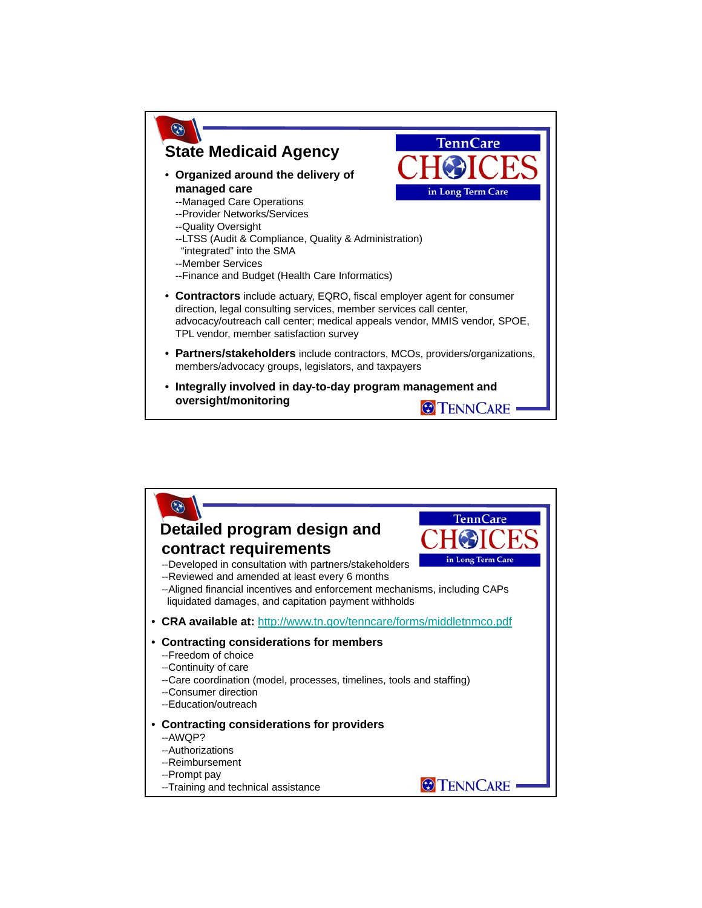## State Medicaid Agency

- **Organized around the delivery of managed care**
  - --Managed Care Operations
  - --Provider Networks/Services
  - --Quality Oversight
  - --LTSS (Audit & Compliance, Quality & Administration) "integrated" into the SMA
  - --Member Services
  - --Finance and Budget (Health Care Informatics)
- **Contractors** include actuary, EQRO, fiscal employer agent for consumer direction, legal consulting services, member services call center, advocacy/outreach call center; medical appeals vendor, MMIS vendor, SPOE, TPL vendor, member satisfaction survey
- **Partners/stakeholders** include contractors, MCOs, providers/organizations, members/advocacy groups, legislators, and taxpayers
- **Integrally involved in day-to-day program management and oversight/monitoring**

## Detailed program design and contract requirements

--Developed in consultation with partners/stakeholders
--Reviewed and amended at least every 6 months
--Aligned financial incentives and enforcement mechanisms, including CAPs liquidated damages, and capitation payment withholds

- **CRA available at:** http://www.tn.gov/tenncare/forms/middletnmco.pdf
- **Contracting considerations for members**
  - --Freedom of choice
  - --Continuity of care
  - --Care coordination (model, processes, timelines, tools and staffing)
  - --Consumer direction
  - --Education/outreach
- **Contracting considerations for providers**
  - --AWQP?
  - --Authorizations
  - --Reimbursement
  - --Prompt pay
  - --Training and technical assistance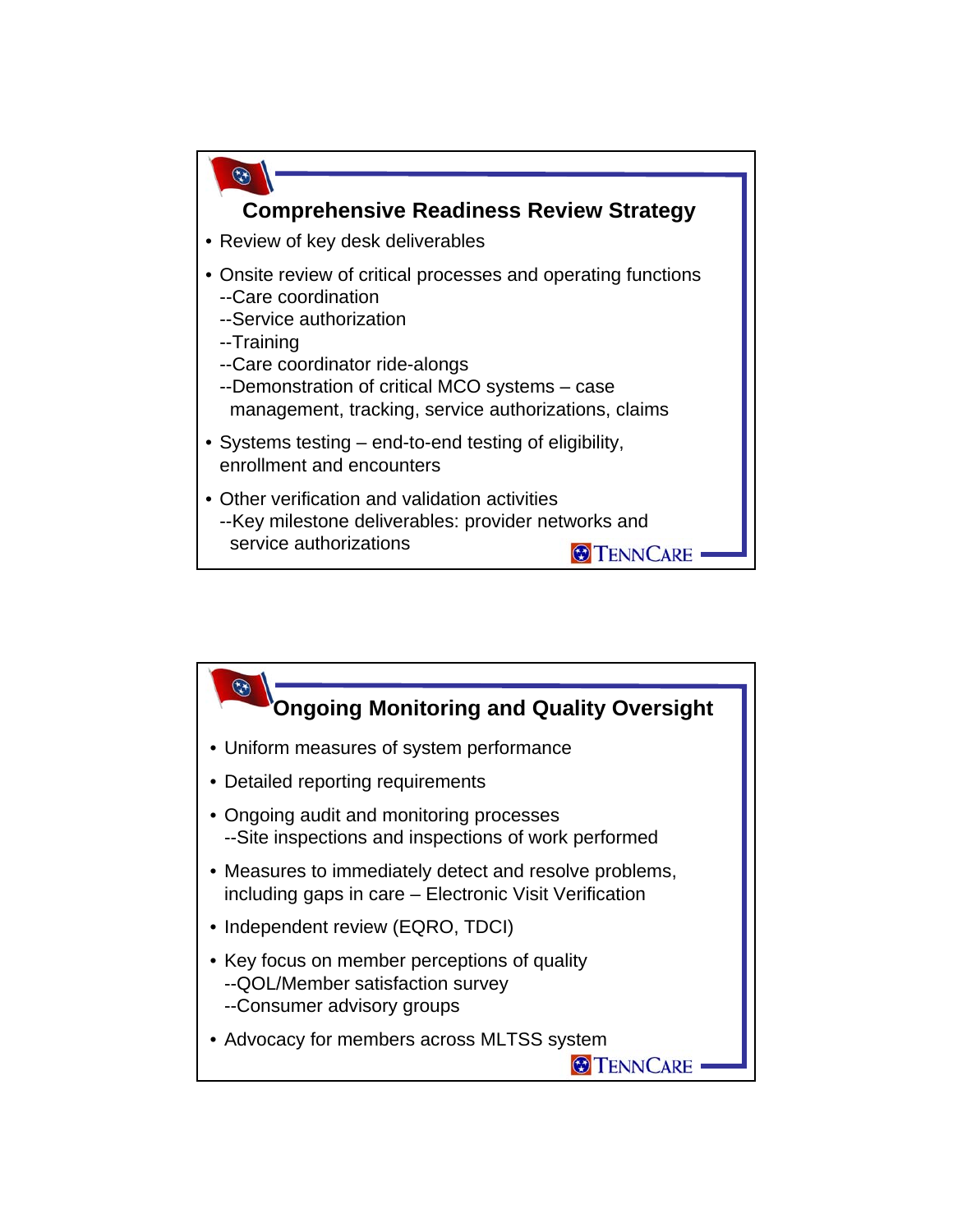## Comprehensive Readiness Review Strategy

- Review of key desk deliverables
- Onsite review of critical processes and operating functions
  - --Care coordination
  - --Service authorization
  - --Training
  - --Care coordinator ride-alongs
  - --Demonstration of critical MCO systems – case management, tracking, service authorizations, claims
- Systems testing – end-to-end testing of eligibility, enrollment and encounters
- Other verification and validation activities
  - --Key milestone deliverables: provider networks and service authorizations

TENNCARE

## Ongoing Monitoring and Quality Oversight

- Uniform measures of system performance
- Detailed reporting requirements
- Ongoing audit and monitoring processes
  - --Site inspections and inspections of work performed
- Measures to immediately detect and resolve problems, including gaps in care – Electronic Visit Verification
- Independent review (EQRO, TDCI)
- Key focus on member perceptions of quality
  - --QOL/Member satisfaction survey
  - --Consumer advisory groups
- Advocacy for members across MLTSS system

TENNCARE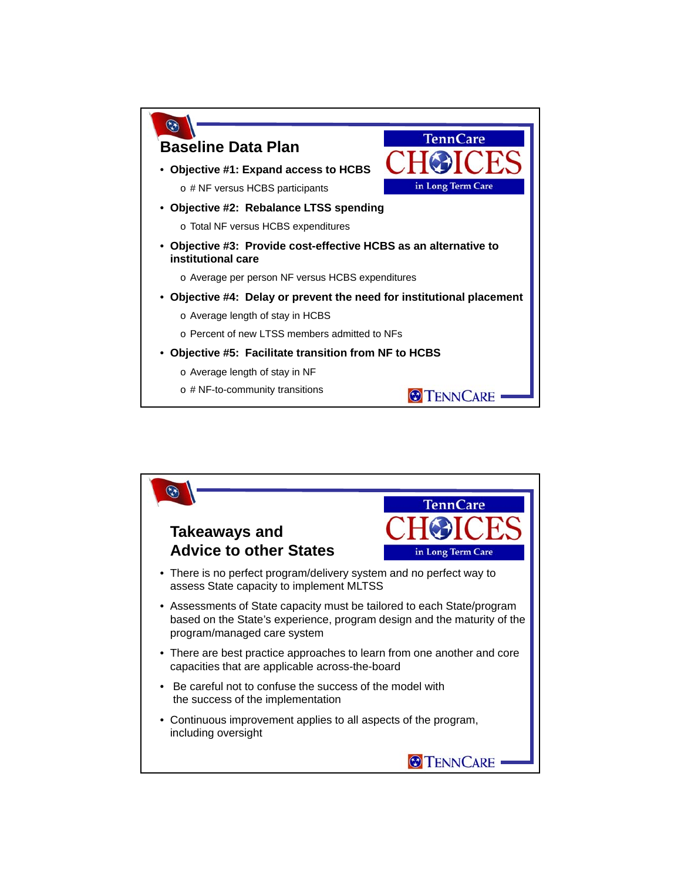## Baseline Data Plan

- **Objective #1: Expand access to HCBS**
  - # NF versus HCBS participants
- **Objective #2: Rebalance LTSS spending**
  - Total NF versus HCBS expenditures
- **Objective #3: Provide cost-effective HCBS as an alternative to institutional care**
  - Average per person NF versus HCBS expenditures
- **Objective #4: Delay or prevent the need for institutional placement**
  - Average length of stay in HCBS
  - Percent of new LTSS members admitted to NFs
- **Objective #5: Facilitate transition from NF to HCBS**
  - Average length of stay in NF
  - # NF-to-community transitions

## Takeaways and Advice to other States

- There is no perfect program/delivery system and no perfect way to assess State capacity to implement MLTSS
- Assessments of State capacity must be tailored to each State/program based on the State's experience, program design and the maturity of the program/managed care system
- There are best practice approaches to learn from one another and core capacities that are applicable across-the-board
- Be careful not to confuse the success of the model with the success of the implementation
- Continuous improvement applies to all aspects of the program, including oversight